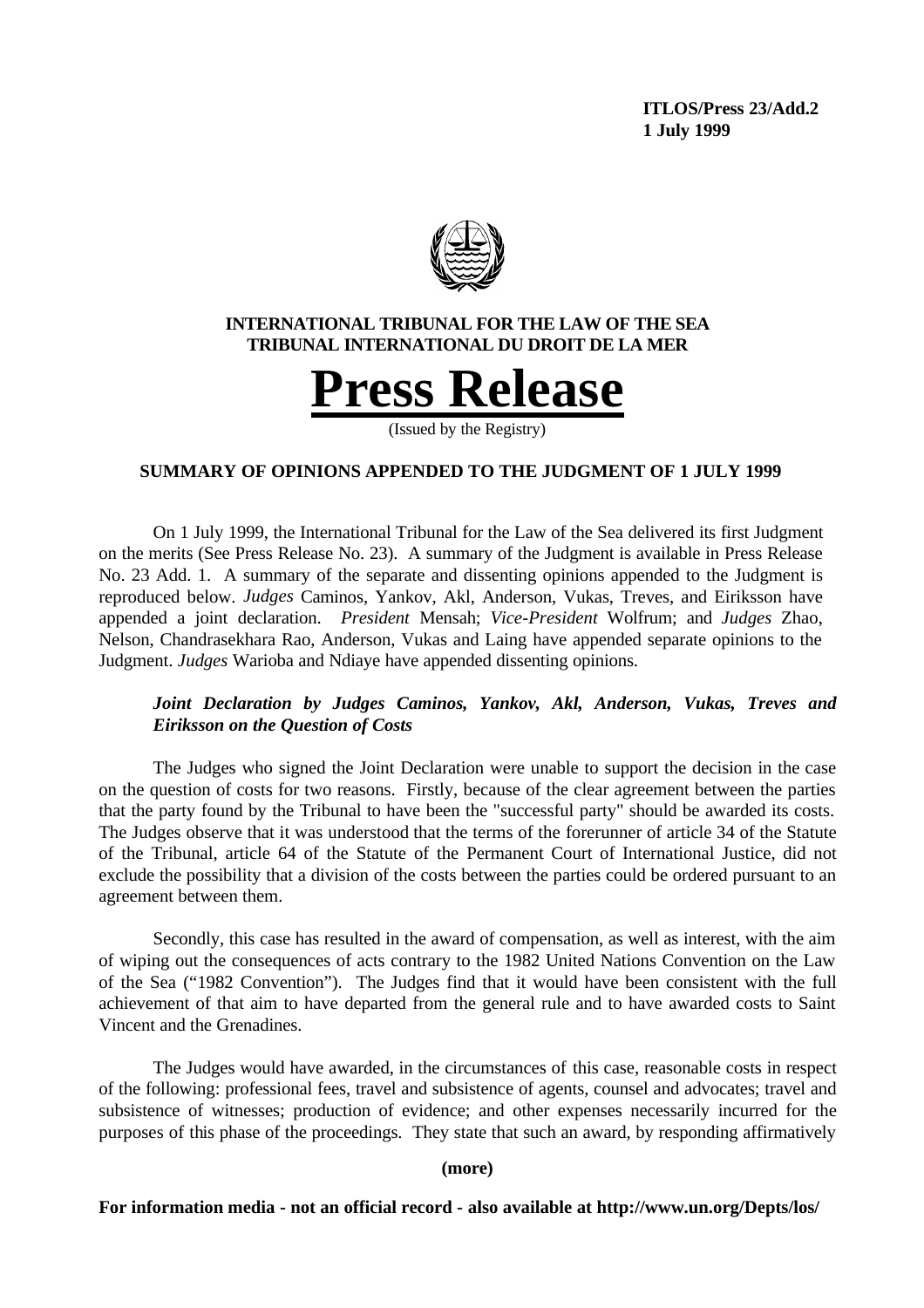**ITLOS/Press 23/Add.2**
**1 July 1999**

**INTERNATIONAL TRIBUNAL FOR THE LAW OF THE SEA**
**TRIBUNAL INTERNATIONAL DU DROIT DE LA MER**

# Press Release

(Issued by the Registry)

## SUMMARY OF OPINIONS APPENDED TO THE JUDGMENT OF 1 JULY 1999

On 1 July 1999, the International Tribunal for the Law of the Sea delivered its first Judgment on the merits (See Press Release No. 23). A summary of the Judgment is available in Press Release No. 23 Add. 1. A summary of the separate and dissenting opinions appended to the Judgment is reproduced below. *Judges* Caminos, Yankov, Akl, Anderson, Vukas, Treves, and Eiriksson have appended a joint declaration. *President* Mensah; *Vice-President* Wolfrum; and *Judges* Zhao, Nelson, Chandrasekhara Rao, Anderson, Vukas and Laing have appended separate opinions to the Judgment. *Judges* Warioba and Ndiaye have appended dissenting opinions.

### *Joint Declaration by Judges Caminos, Yankov, Akl, Anderson, Vukas, Treves and Eiriksson on the Question of Costs*

The Judges who signed the Joint Declaration were unable to support the decision in the case on the question of costs for two reasons. Firstly, because of the clear agreement between the parties that the party found by the Tribunal to have been the "successful party" should be awarded its costs. The Judges observe that it was understood that the terms of the forerunner of article 34 of the Statute of the Tribunal, article 64 of the Statute of the Permanent Court of International Justice, did not exclude the possibility that a division of the costs between the parties could be ordered pursuant to an agreement between them.

Secondly, this case has resulted in the award of compensation, as well as interest, with the aim of wiping out the consequences of acts contrary to the 1982 United Nations Convention on the Law of the Sea ("1982 Convention"). The Judges find that it would have been consistent with the full achievement of that aim to have departed from the general rule and to have awarded costs to Saint Vincent and the Grenadines.

The Judges would have awarded, in the circumstances of this case, reasonable costs in respect of the following: professional fees, travel and subsistence of agents, counsel and advocates; travel and subsistence of witnesses; production of evidence; and other expenses necessarily incurred for the purposes of this phase of the proceedings. They state that such an award, by responding affirmatively

**(more)**

**For information media - not an official record - also available at http://www.un.org/Depts/los/**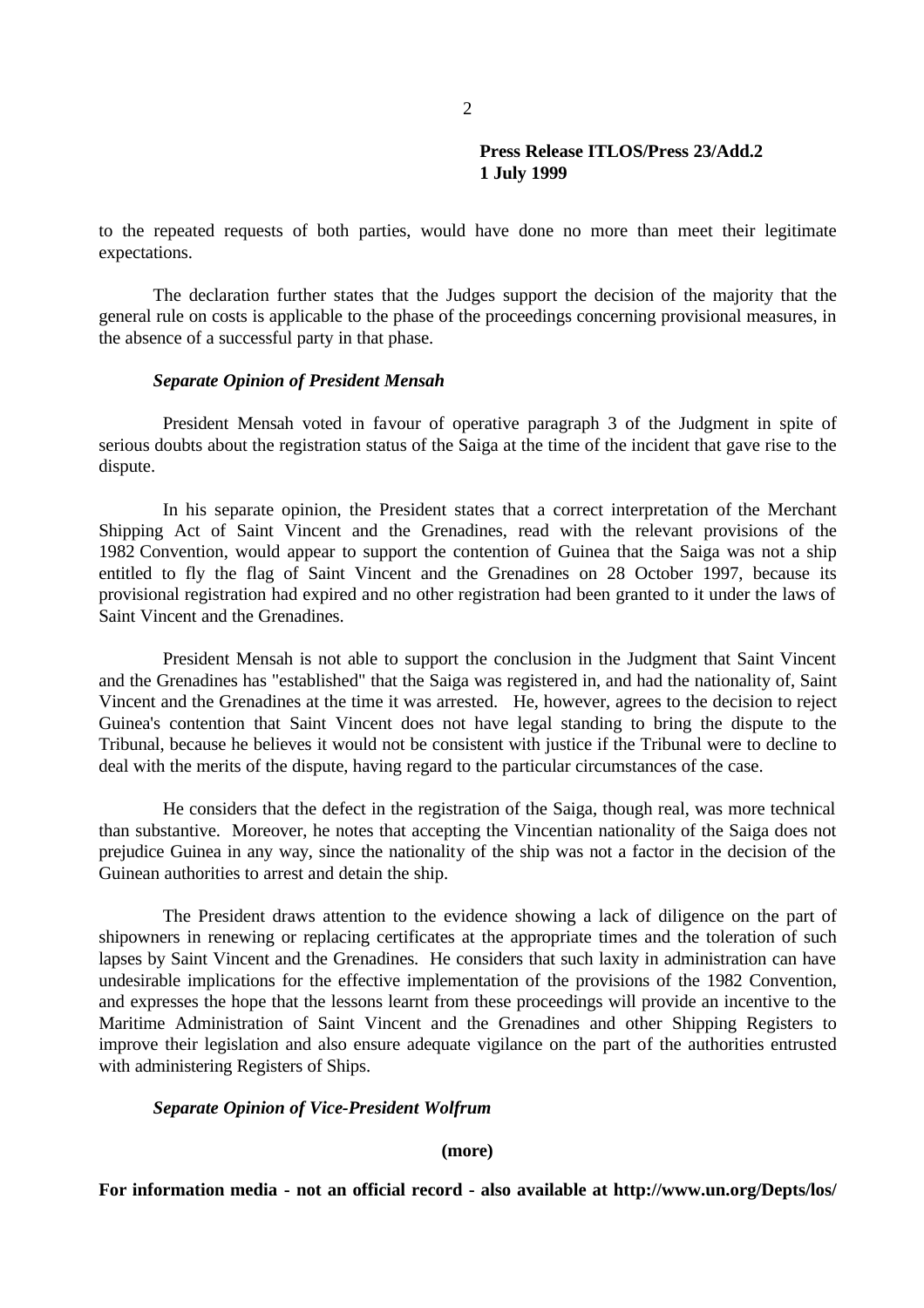to the repeated requests of both parties, would have done no more than meet their legitimate expectations.

The declaration further states that the Judges support the decision of the majority that the general rule on costs is applicable to the phase of the proceedings concerning provisional measures, in the absence of a successful party in that phase.

***Separate Opinion of President Mensah***

President Mensah voted in favour of operative paragraph 3 of the Judgment in spite of serious doubts about the registration status of the Saiga at the time of the incident that gave rise to the dispute.

In his separate opinion, the President states that a correct interpretation of the Merchant Shipping Act of Saint Vincent and the Grenadines, read with the relevant provisions of the 1982 Convention, would appear to support the contention of Guinea that the Saiga was not a ship entitled to fly the flag of Saint Vincent and the Grenadines on 28 October 1997, because its provisional registration had expired and no other registration had been granted to it under the laws of Saint Vincent and the Grenadines.

President Mensah is not able to support the conclusion in the Judgment that Saint Vincent and the Grenadines has "established" that the Saiga was registered in, and had the nationality of, Saint Vincent and the Grenadines at the time it was arrested. He, however, agrees to the decision to reject Guinea's contention that Saint Vincent does not have legal standing to bring the dispute to the Tribunal, because he believes it would not be consistent with justice if the Tribunal were to decline to deal with the merits of the dispute, having regard to the particular circumstances of the case.

He considers that the defect in the registration of the Saiga, though real, was more technical than substantive. Moreover, he notes that accepting the Vincentian nationality of the Saiga does not prejudice Guinea in any way, since the nationality of the ship was not a factor in the decision of the Guinean authorities to arrest and detain the ship.

The President draws attention to the evidence showing a lack of diligence on the part of shipowners in renewing or replacing certificates at the appropriate times and the toleration of such lapses by Saint Vincent and the Grenadines. He considers that such laxity in administration can have undesirable implications for the effective implementation of the provisions of the 1982 Convention, and expresses the hope that the lessons learnt from these proceedings will provide an incentive to the Maritime Administration of Saint Vincent and the Grenadines and other Shipping Registers to improve their legislation and also ensure adequate vigilance on the part of the authorities entrusted with administering Registers of Ships.

***Separate Opinion of Vice-President Wolfrum***

**(more)**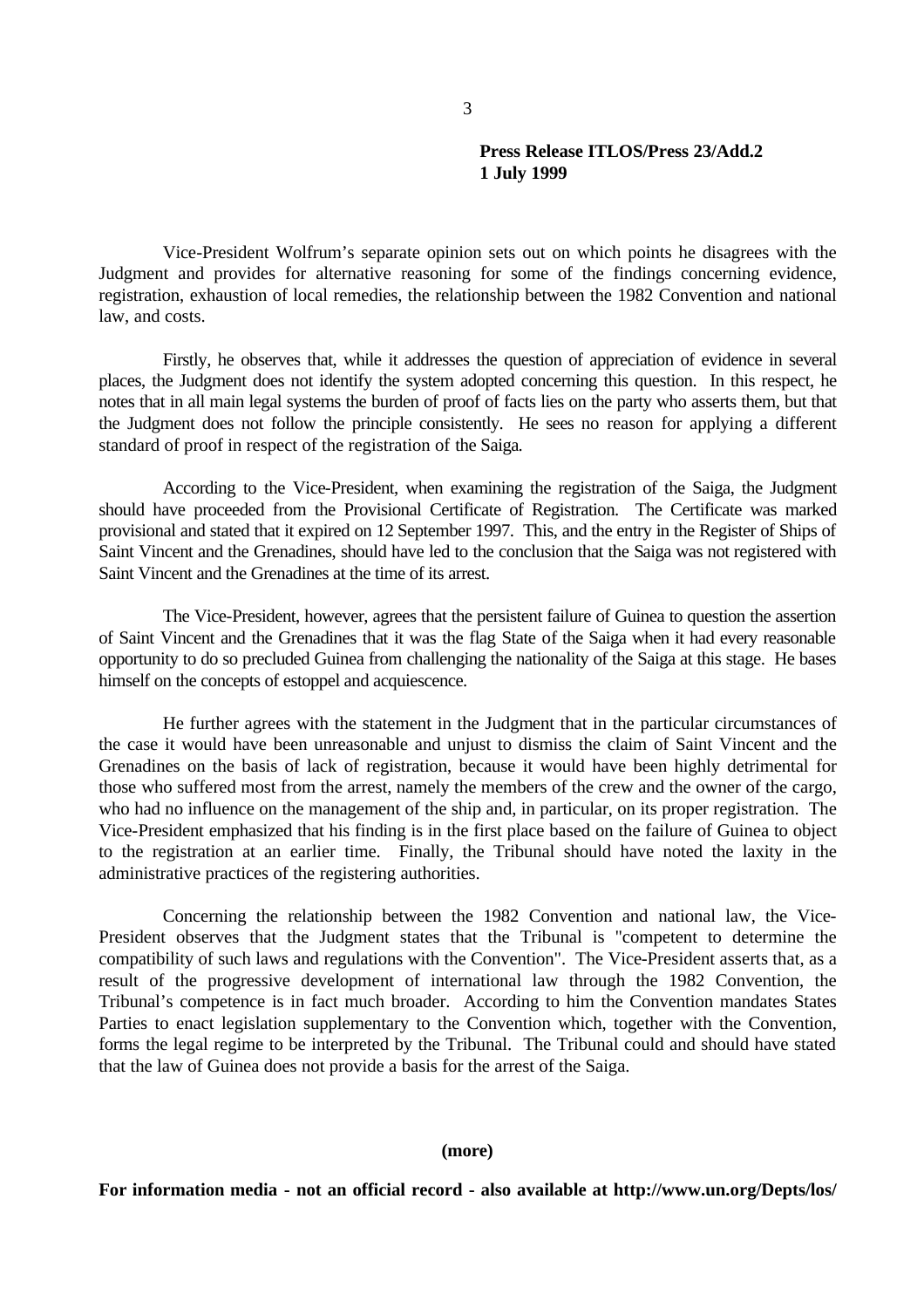**Press Release ITLOS/Press 23/Add.2**
**1 July 1999**

Vice-President Wolfrum's separate opinion sets out on which points he disagrees with the Judgment and provides for alternative reasoning for some of the findings concerning evidence, registration, exhaustion of local remedies, the relationship between the 1982 Convention and national law, and costs.

Firstly, he observes that, while it addresses the question of appreciation of evidence in several places, the Judgment does not identify the system adopted concerning this question. In this respect, he notes that in all main legal systems the burden of proof of facts lies on the party who asserts them, but that the Judgment does not follow the principle consistently. He sees no reason for applying a different standard of proof in respect of the registration of the Saiga.

According to the Vice-President, when examining the registration of the Saiga, the Judgment should have proceeded from the Provisional Certificate of Registration. The Certificate was marked provisional and stated that it expired on 12 September 1997. This, and the entry in the Register of Ships of Saint Vincent and the Grenadines, should have led to the conclusion that the Saiga was not registered with Saint Vincent and the Grenadines at the time of its arrest.

The Vice-President, however, agrees that the persistent failure of Guinea to question the assertion of Saint Vincent and the Grenadines that it was the flag State of the Saiga when it had every reasonable opportunity to do so precluded Guinea from challenging the nationality of the Saiga at this stage. He bases himself on the concepts of estoppel and acquiescence.

He further agrees with the statement in the Judgment that in the particular circumstances of the case it would have been unreasonable and unjust to dismiss the claim of Saint Vincent and the Grenadines on the basis of lack of registration, because it would have been highly detrimental for those who suffered most from the arrest, namely the members of the crew and the owner of the cargo, who had no influence on the management of the ship and, in particular, on its proper registration. The Vice-President emphasized that his finding is in the first place based on the failure of Guinea to object to the registration at an earlier time. Finally, the Tribunal should have noted the laxity in the administrative practices of the registering authorities.

Concerning the relationship between the 1982 Convention and national law, the Vice-President observes that the Judgment states that the Tribunal is "competent to determine the compatibility of such laws and regulations with the Convention". The Vice-President asserts that, as a result of the progressive development of international law through the 1982 Convention, the Tribunal's competence is in fact much broader. According to him the Convention mandates States Parties to enact legislation supplementary to the Convention which, together with the Convention, forms the legal regime to be interpreted by the Tribunal. The Tribunal could and should have stated that the law of Guinea does not provide a basis for the arrest of the Saiga.

**(more)**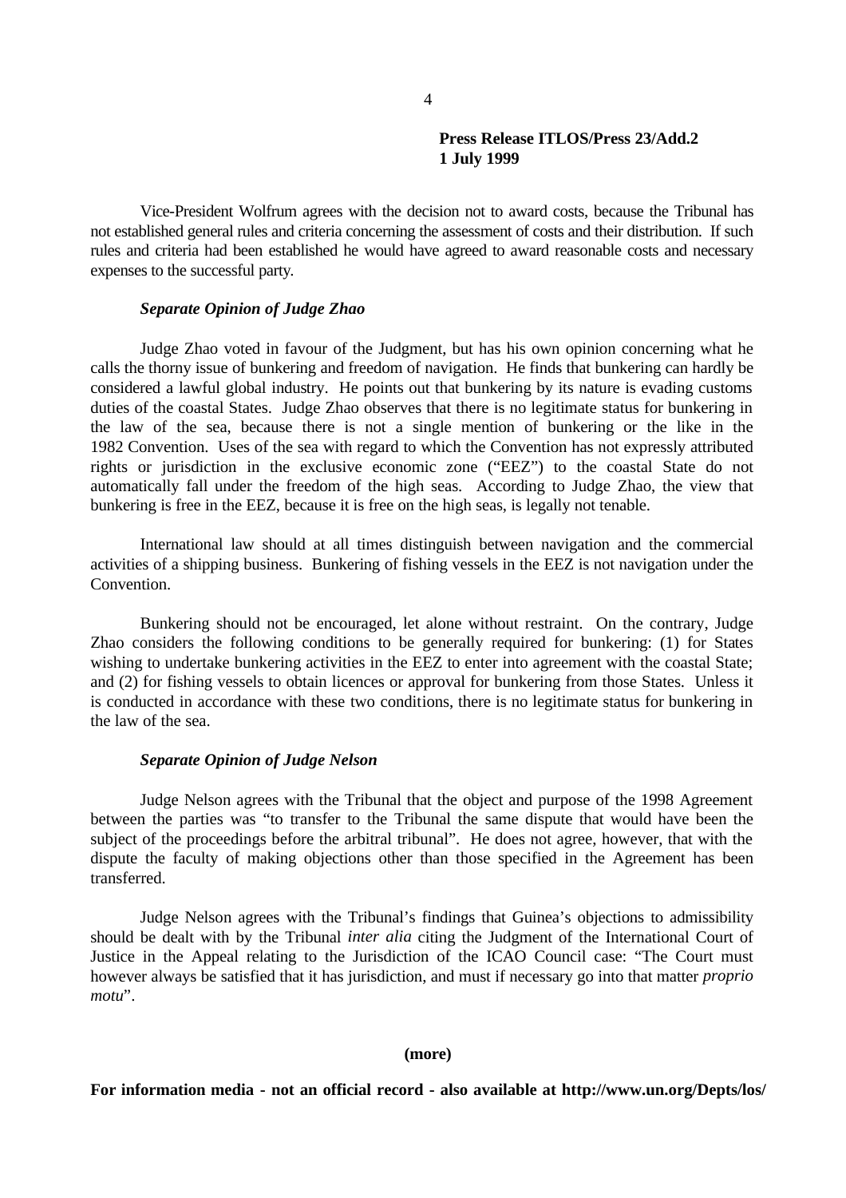Vice-President Wolfrum agrees with the decision not to award costs, because the Tribunal has not established general rules and criteria concerning the assessment of costs and their distribution. If such rules and criteria had been established he would have agreed to award reasonable costs and necessary expenses to the successful party.

***Separate Opinion of Judge Zhao***

Judge Zhao voted in favour of the Judgment, but has his own opinion concerning what he calls the thorny issue of bunkering and freedom of navigation. He finds that bunkering can hardly be considered a lawful global industry. He points out that bunkering by its nature is evading customs duties of the coastal States. Judge Zhao observes that there is no legitimate status for bunkering in the law of the sea, because there is not a single mention of bunkering or the like in the 1982 Convention. Uses of the sea with regard to which the Convention has not expressly attributed rights or jurisdiction in the exclusive economic zone ("EEZ") to the coastal State do not automatically fall under the freedom of the high seas. According to Judge Zhao, the view that bunkering is free in the EEZ, because it is free on the high seas, is legally not tenable.

International law should at all times distinguish between navigation and the commercial activities of a shipping business. Bunkering of fishing vessels in the EEZ is not navigation under the Convention.

Bunkering should not be encouraged, let alone without restraint. On the contrary, Judge Zhao considers the following conditions to be generally required for bunkering: (1) for States wishing to undertake bunkering activities in the EEZ to enter into agreement with the coastal State; and (2) for fishing vessels to obtain licences or approval for bunkering from those States. Unless it is conducted in accordance with these two conditions, there is no legitimate status for bunkering in the law of the sea.

***Separate Opinion of Judge Nelson***

Judge Nelson agrees with the Tribunal that the object and purpose of the 1998 Agreement between the parties was "to transfer to the Tribunal the same dispute that would have been the subject of the proceedings before the arbitral tribunal". He does not agree, however, that with the dispute the faculty of making objections other than those specified in the Agreement has been transferred.

Judge Nelson agrees with the Tribunal's findings that Guinea's objections to admissibility should be dealt with by the Tribunal *inter alia* citing the Judgment of the International Court of Justice in the Appeal relating to the Jurisdiction of the ICAO Council case: "The Court must however always be satisfied that it has jurisdiction, and must if necessary go into that matter *proprio motu*".

**(more)**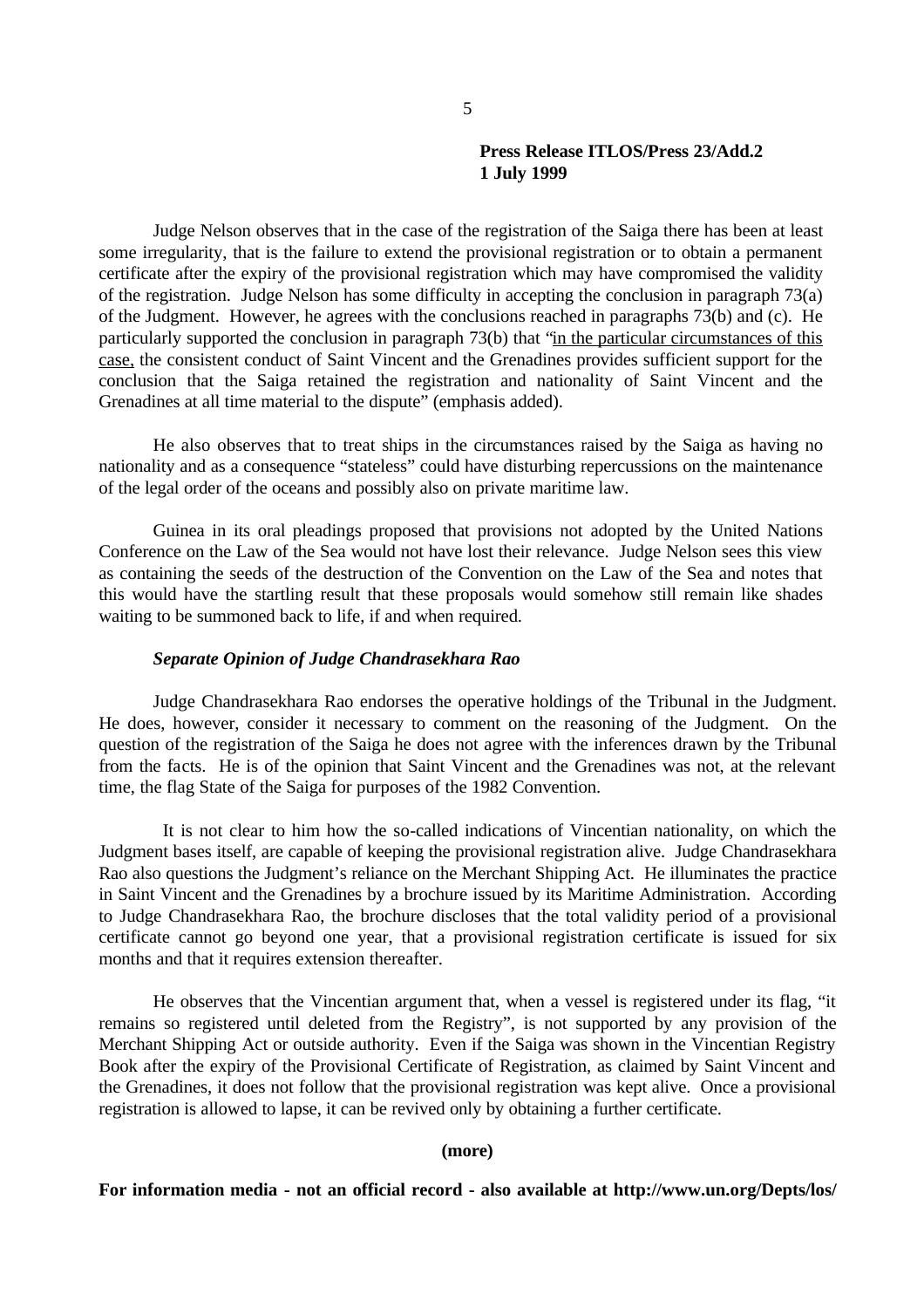Judge Nelson observes that in the case of the registration of the Saiga there has been at least some irregularity, that is the failure to extend the provisional registration or to obtain a permanent certificate after the expiry of the provisional registration which may have compromised the validity of the registration. Judge Nelson has some difficulty in accepting the conclusion in paragraph 73(a) of the Judgment. However, he agrees with the conclusions reached in paragraphs 73(b) and (c). He particularly supported the conclusion in paragraph 73(b) that "<u>in the particular circumstances of this case,</u> the consistent conduct of Saint Vincent and the Grenadines provides sufficient support for the conclusion that the Saiga retained the registration and nationality of Saint Vincent and the Grenadines at all time material to the dispute" (emphasis added).

He also observes that to treat ships in the circumstances raised by the Saiga as having no nationality and as a consequence "stateless" could have disturbing repercussions on the maintenance of the legal order of the oceans and possibly also on private maritime law.

Guinea in its oral pleadings proposed that provisions not adopted by the United Nations Conference on the Law of the Sea would not have lost their relevance. Judge Nelson sees this view as containing the seeds of the destruction of the Convention on the Law of the Sea and notes that this would have the startling result that these proposals would somehow still remain like shades waiting to be summoned back to life, if and when required.

***Separate Opinion of Judge Chandrasekhara Rao***

Judge Chandrasekhara Rao endorses the operative holdings of the Tribunal in the Judgment. He does, however, consider it necessary to comment on the reasoning of the Judgment. On the question of the registration of the Saiga he does not agree with the inferences drawn by the Tribunal from the facts. He is of the opinion that Saint Vincent and the Grenadines was not, at the relevant time, the flag State of the Saiga for purposes of the 1982 Convention.

It is not clear to him how the so-called indications of Vincentian nationality, on which the Judgment bases itself, are capable of keeping the provisional registration alive. Judge Chandrasekhara Rao also questions the Judgment's reliance on the Merchant Shipping Act. He illuminates the practice in Saint Vincent and the Grenadines by a brochure issued by its Maritime Administration. According to Judge Chandrasekhara Rao, the brochure discloses that the total validity period of a provisional certificate cannot go beyond one year, that a provisional registration certificate is issued for six months and that it requires extension thereafter.

He observes that the Vincentian argument that, when a vessel is registered under its flag, "it remains so registered until deleted from the Registry", is not supported by any provision of the Merchant Shipping Act or outside authority. Even if the Saiga was shown in the Vincentian Registry Book after the expiry of the Provisional Certificate of Registration, as claimed by Saint Vincent and the Grenadines, it does not follow that the provisional registration was kept alive. Once a provisional registration is allowed to lapse, it can be revived only by obtaining a further certificate.

**(more)**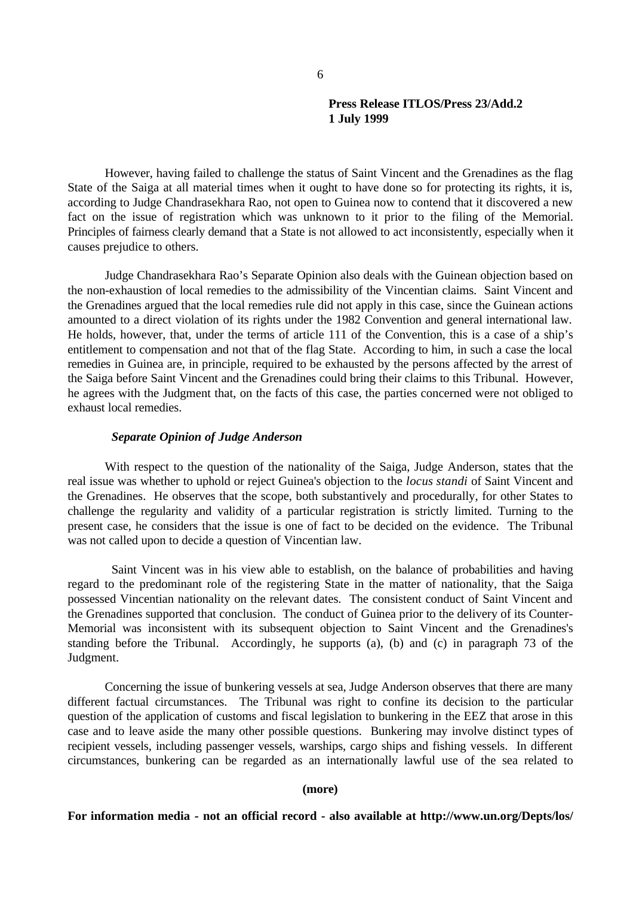However, having failed to challenge the status of Saint Vincent and the Grenadines as the flag State of the Saiga at all material times when it ought to have done so for protecting its rights, it is, according to Judge Chandrasekhara Rao, not open to Guinea now to contend that it discovered a new fact on the issue of registration which was unknown to it prior to the filing of the Memorial. Principles of fairness clearly demand that a State is not allowed to act inconsistently, especially when it causes prejudice to others.

Judge Chandrasekhara Rao's Separate Opinion also deals with the Guinean objection based on the non-exhaustion of local remedies to the admissibility of the Vincentian claims. Saint Vincent and the Grenadines argued that the local remedies rule did not apply in this case, since the Guinean actions amounted to a direct violation of its rights under the 1982 Convention and general international law. He holds, however, that, under the terms of article 111 of the Convention, this is a case of a ship's entitlement to compensation and not that of the flag State. According to him, in such a case the local remedies in Guinea are, in principle, required to be exhausted by the persons affected by the arrest of the Saiga before Saint Vincent and the Grenadines could bring their claims to this Tribunal. However, he agrees with the Judgment that, on the facts of this case, the parties concerned were not obliged to exhaust local remedies.

### *Separate Opinion of Judge Anderson*

With respect to the question of the nationality of the Saiga, Judge Anderson, states that the real issue was whether to uphold or reject Guinea's objection to the *locus standi* of Saint Vincent and the Grenadines. He observes that the scope, both substantively and procedurally, for other States to challenge the regularity and validity of a particular registration is strictly limited. Turning to the present case, he considers that the issue is one of fact to be decided on the evidence. The Tribunal was not called upon to decide a question of Vincentian law.

Saint Vincent was in his view able to establish, on the balance of probabilities and having regard to the predominant role of the registering State in the matter of nationality, that the Saiga possessed Vincentian nationality on the relevant dates. The consistent conduct of Saint Vincent and the Grenadines supported that conclusion. The conduct of Guinea prior to the delivery of its Counter-Memorial was inconsistent with its subsequent objection to Saint Vincent and the Grenadines's standing before the Tribunal. Accordingly, he supports (a), (b) and (c) in paragraph 73 of the Judgment.

Concerning the issue of bunkering vessels at sea, Judge Anderson observes that there are many different factual circumstances. The Tribunal was right to confine its decision to the particular question of the application of customs and fiscal legislation to bunkering in the EEZ that arose in this case and to leave aside the many other possible questions. Bunkering may involve distinct types of recipient vessels, including passenger vessels, warships, cargo ships and fishing vessels. In different circumstances, bunkering can be regarded as an internationally lawful use of the sea related to

**(more)**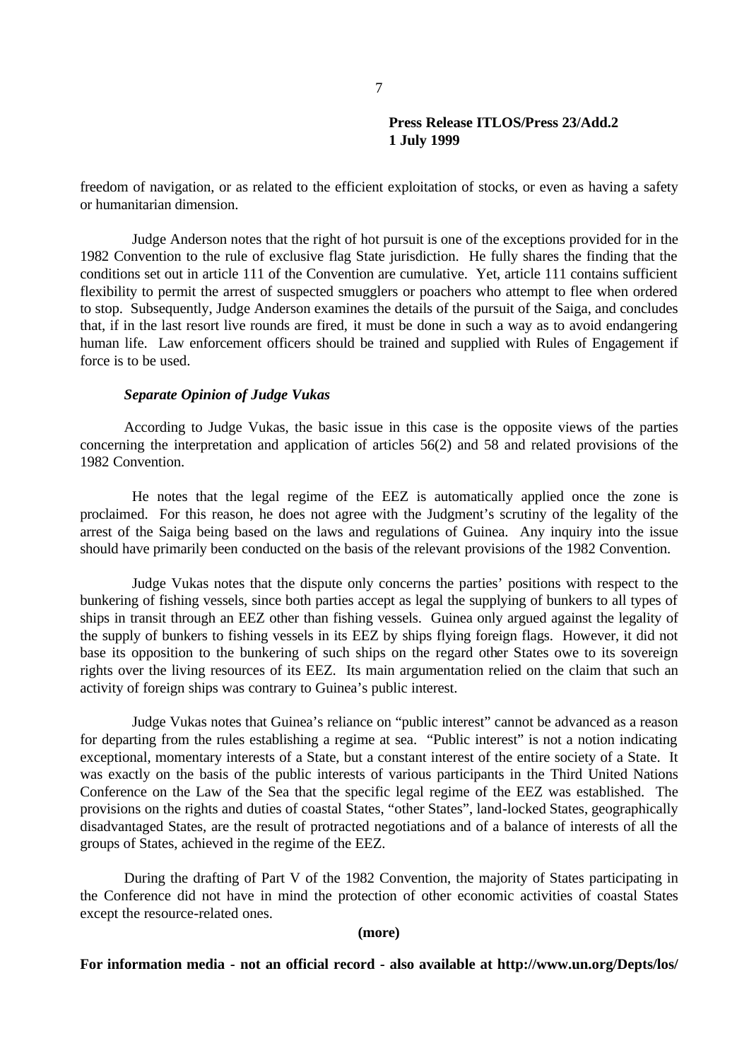freedom of navigation, or as related to the efficient exploitation of stocks, or even as having a safety or humanitarian dimension.

Judge Anderson notes that the right of hot pursuit is one of the exceptions provided for in the 1982 Convention to the rule of exclusive flag State jurisdiction. He fully shares the finding that the conditions set out in article 111 of the Convention are cumulative. Yet, article 111 contains sufficient flexibility to permit the arrest of suspected smugglers or poachers who attempt to flee when ordered to stop. Subsequently, Judge Anderson examines the details of the pursuit of the Saiga, and concludes that, if in the last resort live rounds are fired, it must be done in such a way as to avoid endangering human life. Law enforcement officers should be trained and supplied with Rules of Engagement if force is to be used.

***Separate Opinion of Judge Vukas***

According to Judge Vukas, the basic issue in this case is the opposite views of the parties concerning the interpretation and application of articles 56(2) and 58 and related provisions of the 1982 Convention.

He notes that the legal regime of the EEZ is automatically applied once the zone is proclaimed. For this reason, he does not agree with the Judgment's scrutiny of the legality of the arrest of the Saiga being based on the laws and regulations of Guinea. Any inquiry into the issue should have primarily been conducted on the basis of the relevant provisions of the 1982 Convention.

Judge Vukas notes that the dispute only concerns the parties' positions with respect to the bunkering of fishing vessels, since both parties accept as legal the supplying of bunkers to all types of ships in transit through an EEZ other than fishing vessels. Guinea only argued against the legality of the supply of bunkers to fishing vessels in its EEZ by ships flying foreign flags. However, it did not base its opposition to the bunkering of such ships on the regard other States owe to its sovereign rights over the living resources of its EEZ. Its main argumentation relied on the claim that such an activity of foreign ships was contrary to Guinea's public interest.

Judge Vukas notes that Guinea's reliance on "public interest" cannot be advanced as a reason for departing from the rules establishing a regime at sea. "Public interest" is not a notion indicating exceptional, momentary interests of a State, but a constant interest of the entire society of a State. It was exactly on the basis of the public interests of various participants in the Third United Nations Conference on the Law of the Sea that the specific legal regime of the EEZ was established. The provisions on the rights and duties of coastal States, "other States", land-locked States, geographically disadvantaged States, are the result of protracted negotiations and of a balance of interests of all the groups of States, achieved in the regime of the EEZ.

During the drafting of Part V of the 1982 Convention, the majority of States participating in the Conference did not have in mind the protection of other economic activities of coastal States except the resource-related ones.

**(more)**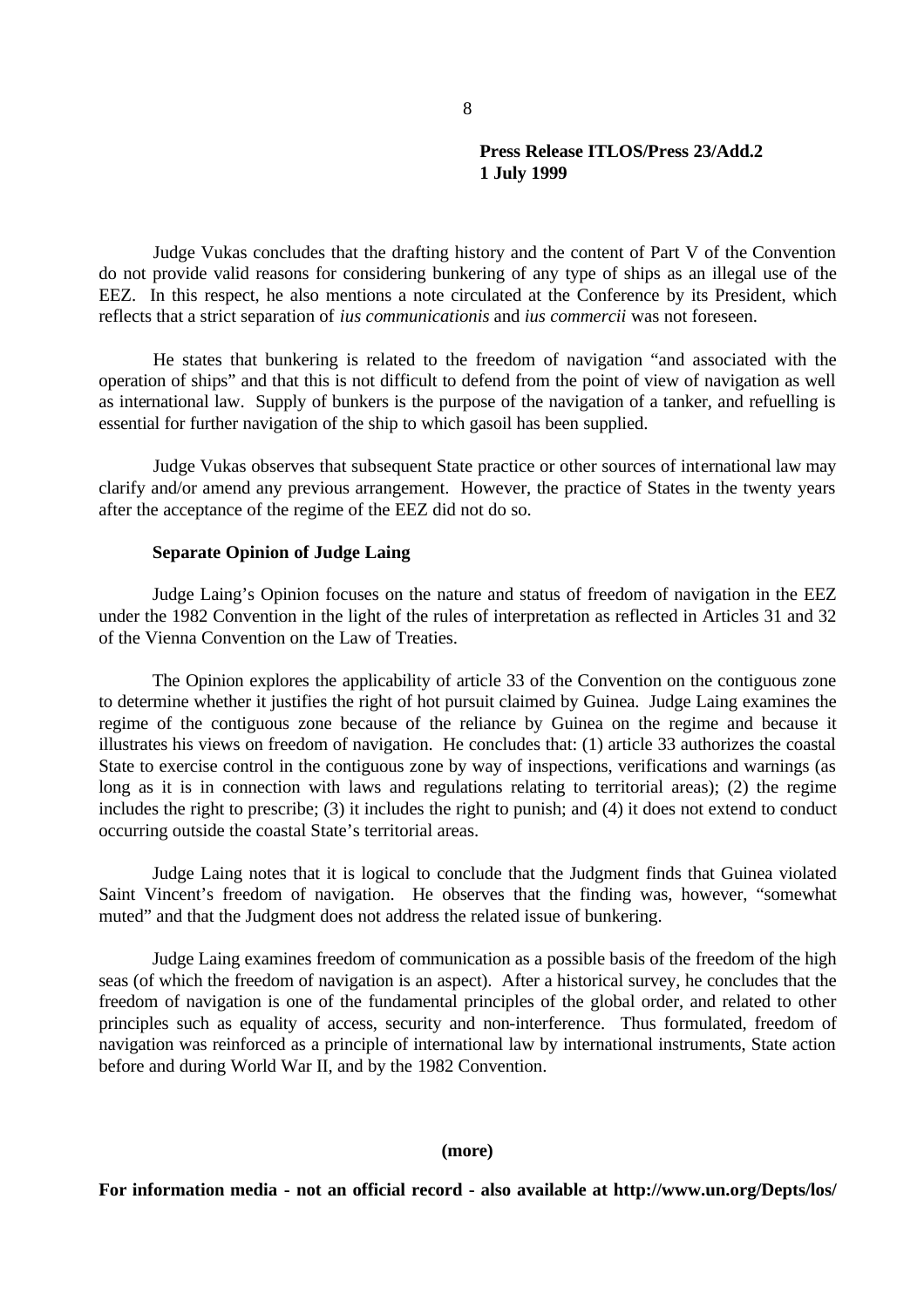Judge Vukas concludes that the drafting history and the content of Part V of the Convention do not provide valid reasons for considering bunkering of any type of ships as an illegal use of the EEZ. In this respect, he also mentions a note circulated at the Conference by its President, which reflects that a strict separation of *ius communicationis* and *ius commercii* was not foreseen.

He states that bunkering is related to the freedom of navigation "and associated with the operation of ships" and that this is not difficult to defend from the point of view of navigation as well as international law. Supply of bunkers is the purpose of the navigation of a tanker, and refuelling is essential for further navigation of the ship to which gasoil has been supplied.

Judge Vukas observes that subsequent State practice or other sources of international law may clarify and/or amend any previous arrangement. However, the practice of States in the twenty years after the acceptance of the regime of the EEZ did not do so.

**Separate Opinion of Judge Laing**

Judge Laing's Opinion focuses on the nature and status of freedom of navigation in the EEZ under the 1982 Convention in the light of the rules of interpretation as reflected in Articles 31 and 32 of the Vienna Convention on the Law of Treaties.

The Opinion explores the applicability of article 33 of the Convention on the contiguous zone to determine whether it justifies the right of hot pursuit claimed by Guinea. Judge Laing examines the regime of the contiguous zone because of the reliance by Guinea on the regime and because it illustrates his views on freedom of navigation. He concludes that: (1) article 33 authorizes the coastal State to exercise control in the contiguous zone by way of inspections, verifications and warnings (as long as it is in connection with laws and regulations relating to territorial areas); (2) the regime includes the right to prescribe; (3) it includes the right to punish; and (4) it does not extend to conduct occurring outside the coastal State's territorial areas.

Judge Laing notes that it is logical to conclude that the Judgment finds that Guinea violated Saint Vincent's freedom of navigation. He observes that the finding was, however, "somewhat muted" and that the Judgment does not address the related issue of bunkering.

Judge Laing examines freedom of communication as a possible basis of the freedom of the high seas (of which the freedom of navigation is an aspect). After a historical survey, he concludes that the freedom of navigation is one of the fundamental principles of the global order, and related to other principles such as equality of access, security and non-interference. Thus formulated, freedom of navigation was reinforced as a principle of international law by international instruments, State action before and during World War II, and by the 1982 Convention.

**(more)**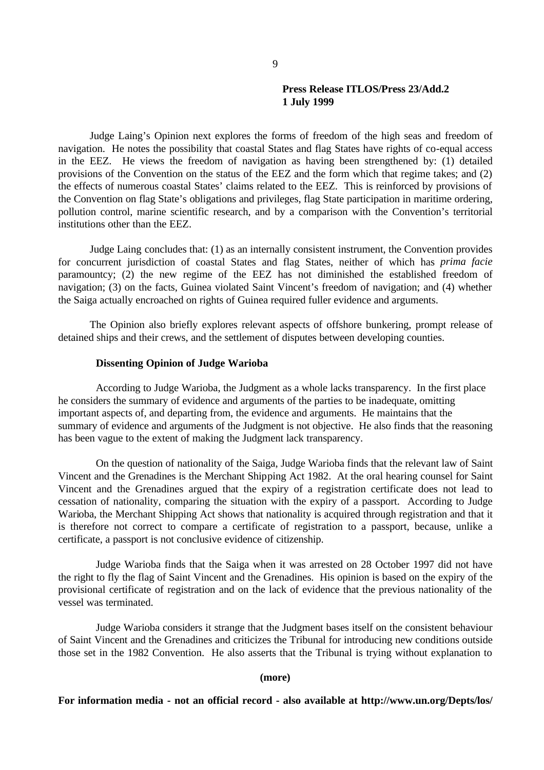**Press Release ITLOS/Press 23/Add.2**
**1 July 1999**

Judge Laing's Opinion next explores the forms of freedom of the high seas and freedom of navigation. He notes the possibility that coastal States and flag States have rights of co-equal access in the EEZ. He views the freedom of navigation as having been strengthened by: (1) detailed provisions of the Convention on the status of the EEZ and the form which that regime takes; and (2) the effects of numerous coastal States' claims related to the EEZ. This is reinforced by provisions of the Convention on flag State's obligations and privileges, flag State participation in maritime ordering, pollution control, marine scientific research, and by a comparison with the Convention's territorial institutions other than the EEZ.

Judge Laing concludes that: (1) as an internally consistent instrument, the Convention provides for concurrent jurisdiction of coastal States and flag States, neither of which has *prima facie* paramountcy; (2) the new regime of the EEZ has not diminished the established freedom of navigation; (3) on the facts, Guinea violated Saint Vincent's freedom of navigation; and (4) whether the Saiga actually encroached on rights of Guinea required fuller evidence and arguments.

The Opinion also briefly explores relevant aspects of offshore bunkering, prompt release of detained ships and their crews, and the settlement of disputes between developing counties.

**Dissenting Opinion of Judge Warioba**

According to Judge Warioba, the Judgment as a whole lacks transparency. In the first place he considers the summary of evidence and arguments of the parties to be inadequate, omitting important aspects of, and departing from, the evidence and arguments. He maintains that the summary of evidence and arguments of the Judgment is not objective. He also finds that the reasoning has been vague to the extent of making the Judgment lack transparency.

On the question of nationality of the Saiga, Judge Warioba finds that the relevant law of Saint Vincent and the Grenadines is the Merchant Shipping Act 1982. At the oral hearing counsel for Saint Vincent and the Grenadines argued that the expiry of a registration certificate does not lead to cessation of nationality, comparing the situation with the expiry of a passport. According to Judge Warioba, the Merchant Shipping Act shows that nationality is acquired through registration and that it is therefore not correct to compare a certificate of registration to a passport, because, unlike a certificate, a passport is not conclusive evidence of citizenship.

Judge Warioba finds that the Saiga when it was arrested on 28 October 1997 did not have the right to fly the flag of Saint Vincent and the Grenadines. His opinion is based on the expiry of the provisional certificate of registration and on the lack of evidence that the previous nationality of the vessel was terminated.

Judge Warioba considers it strange that the Judgment bases itself on the consistent behaviour of Saint Vincent and the Grenadines and criticizes the Tribunal for introducing new conditions outside those set in the 1982 Convention. He also asserts that the Tribunal is trying without explanation to

**(more)**

**For information media - not an official record - also available at http://www.un.org/Depts/los/**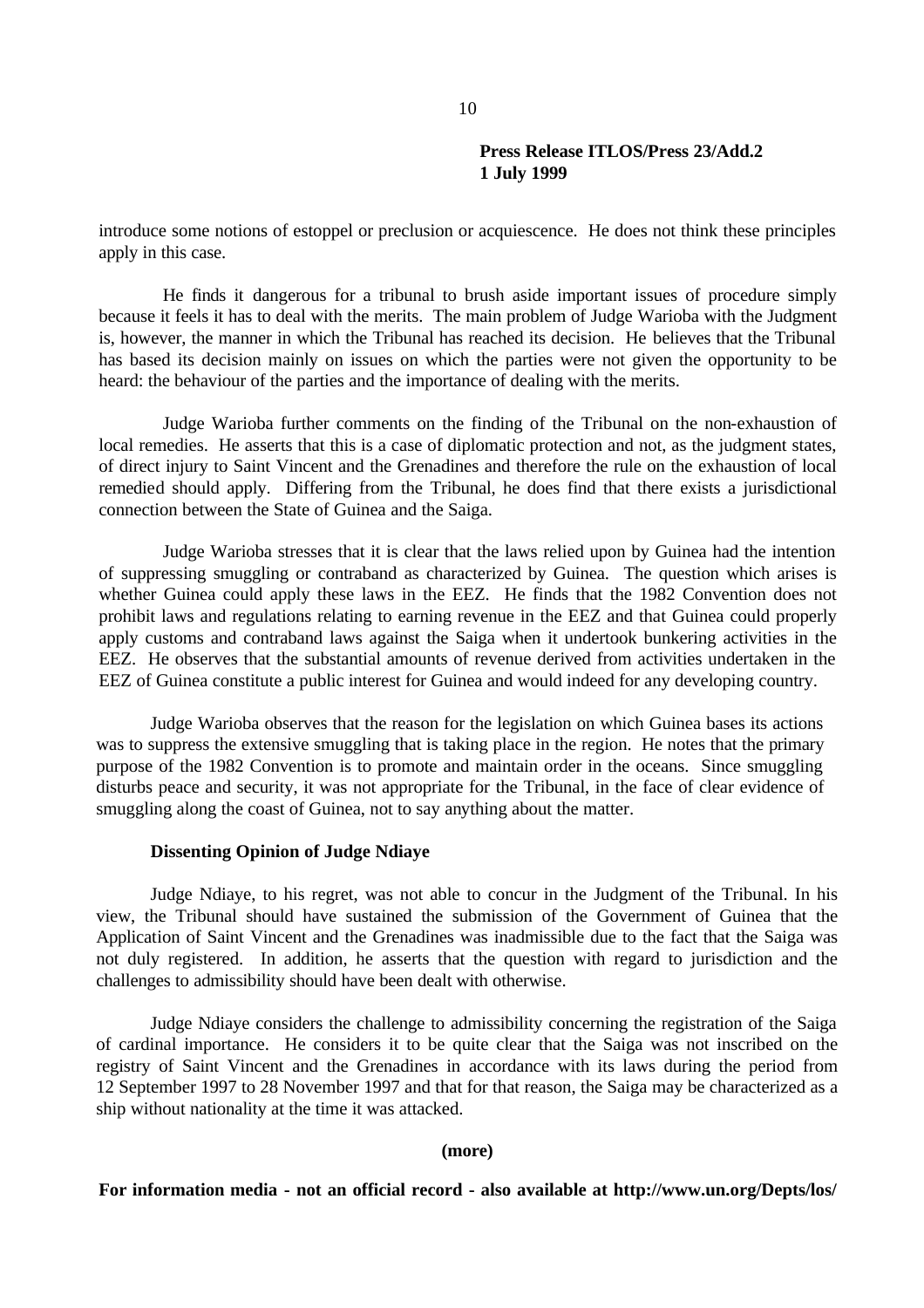introduce some notions of estoppel or preclusion or acquiescence. He does not think these principles apply in this case.

He finds it dangerous for a tribunal to brush aside important issues of procedure simply because it feels it has to deal with the merits. The main problem of Judge Warioba with the Judgment is, however, the manner in which the Tribunal has reached its decision. He believes that the Tribunal has based its decision mainly on issues on which the parties were not given the opportunity to be heard: the behaviour of the parties and the importance of dealing with the merits.

Judge Warioba further comments on the finding of the Tribunal on the non-exhaustion of local remedies. He asserts that this is a case of diplomatic protection and not, as the judgment states, of direct injury to Saint Vincent and the Grenadines and therefore the rule on the exhaustion of local remedied should apply. Differing from the Tribunal, he does find that there exists a jurisdictional connection between the State of Guinea and the Saiga.

Judge Warioba stresses that it is clear that the laws relied upon by Guinea had the intention of suppressing smuggling or contraband as characterized by Guinea. The question which arises is whether Guinea could apply these laws in the EEZ. He finds that the 1982 Convention does not prohibit laws and regulations relating to earning revenue in the EEZ and that Guinea could properly apply customs and contraband laws against the Saiga when it undertook bunkering activities in the EEZ. He observes that the substantial amounts of revenue derived from activities undertaken in the EEZ of Guinea constitute a public interest for Guinea and would indeed for any developing country.

Judge Warioba observes that the reason for the legislation on which Guinea bases its actions was to suppress the extensive smuggling that is taking place in the region. He notes that the primary purpose of the 1982 Convention is to promote and maintain order in the oceans. Since smuggling disturbs peace and security, it was not appropriate for the Tribunal, in the face of clear evidence of smuggling along the coast of Guinea, not to say anything about the matter.

**Dissenting Opinion of Judge Ndiaye**

Judge Ndiaye, to his regret, was not able to concur in the Judgment of the Tribunal. In his view, the Tribunal should have sustained the submission of the Government of Guinea that the Application of Saint Vincent and the Grenadines was inadmissible due to the fact that the Saiga was not duly registered. In addition, he asserts that the question with regard to jurisdiction and the challenges to admissibility should have been dealt with otherwise.

Judge Ndiaye considers the challenge to admissibility concerning the registration of the Saiga of cardinal importance. He considers it to be quite clear that the Saiga was not inscribed on the registry of Saint Vincent and the Grenadines in accordance with its laws during the period from 12 September 1997 to 28 November 1997 and that for that reason, the Saiga may be characterized as a ship without nationality at the time it was attacked.

**(more)**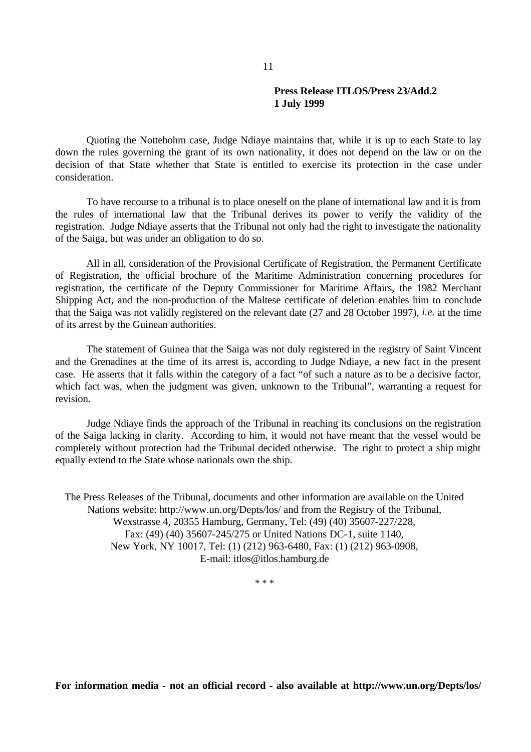Quoting the Nottebohm case, Judge Ndiaye maintains that, while it is up to each State to lay down the rules governing the grant of its own nationality, it does not depend on the law or on the decision of that State whether that State is entitled to exercise its protection in the case under consideration.

To have recourse to a tribunal is to place oneself on the plane of international law and it is from the rules of international law that the Tribunal derives its power to verify the validity of the registration. Judge Ndiaye asserts that the Tribunal not only had the right to investigate the nationality of the Saiga, but was under an obligation to do so.

All in all, consideration of the Provisional Certificate of Registration, the Permanent Certificate of Registration, the official brochure of the Maritime Administration concerning procedures for registration, the certificate of the Deputy Commissioner for Maritime Affairs, the 1982 Merchant Shipping Act, and the non-production of the Maltese certificate of deletion enables him to conclude that the Saiga was not validly registered on the relevant date (27 and 28 October 1997), *i.e.* at the time of its arrest by the Guinean authorities.

The statement of Guinea that the Saiga was not duly registered in the registry of Saint Vincent and the Grenadines at the time of its arrest is, according to Judge Ndiaye, a new fact in the present case. He asserts that it falls within the category of a fact "of such a nature as to be a decisive factor, which fact was, when the judgment was given, unknown to the Tribunal", warranting a request for revision.

Judge Ndiaye finds the approach of the Tribunal in reaching its conclusions on the registration of the Saiga lacking in clarity. According to him, it would not have meant that the vessel would be completely without protection had the Tribunal decided otherwise. The right to protect a ship might equally extend to the State whose nationals own the ship.

The Press Releases of the Tribunal, documents and other information are available on the United Nations website: http://www.un.org/Depts/los/ and from the Registry of the Tribunal, Wexstrasse 4, 20355 Hamburg, Germany, Tel: (49) (40) 35607-227/228, Fax: (49) (40) 35607-245/275 or United Nations DC-1, suite 1140, New York, NY 10017, Tel: (1) (212) 963-6480, Fax: (1) (212) 963-0908, E-mail: itlos@itlos.hamburg.de

\* \* \*